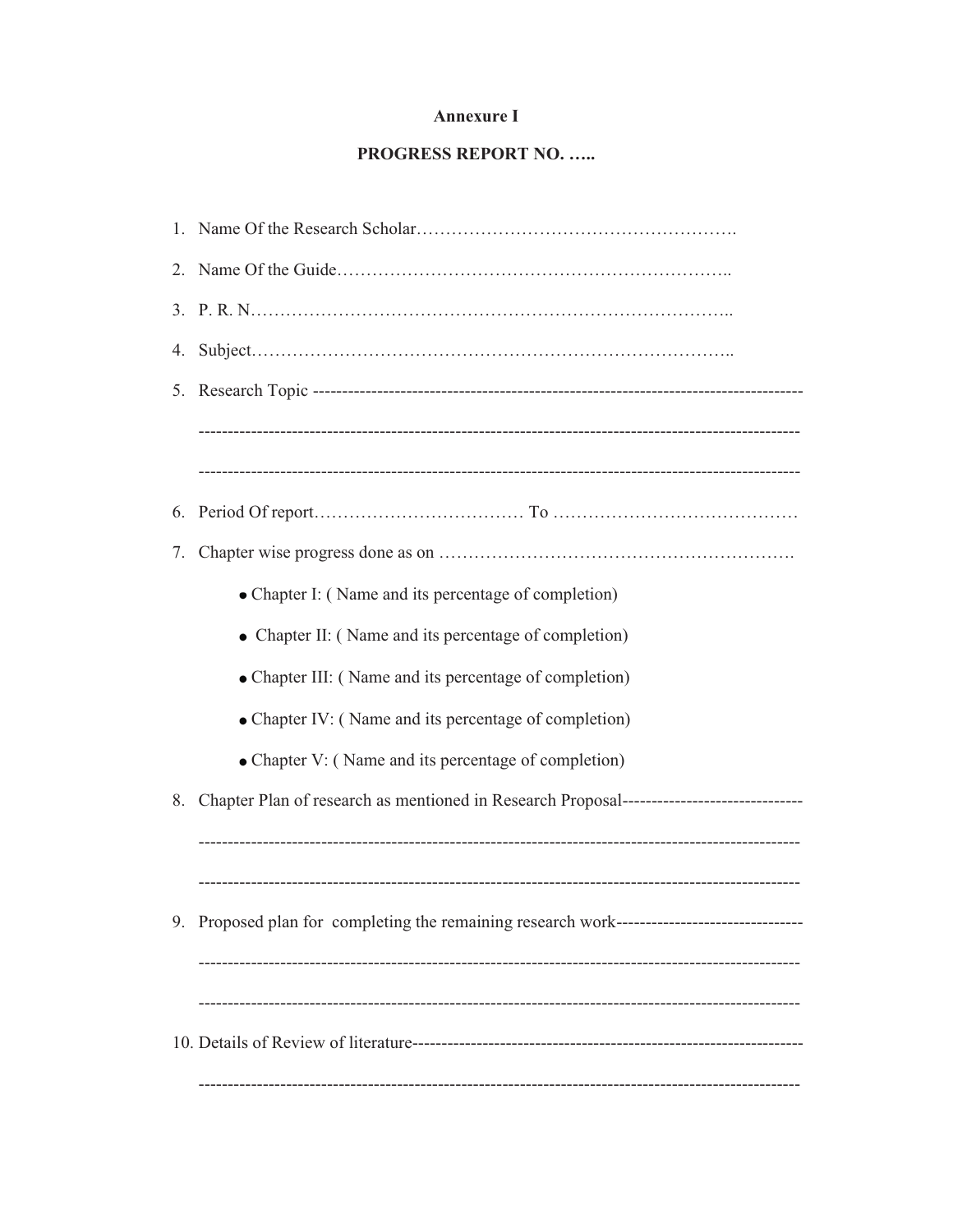**Annexure I**

**PROGRESS REPORT NO. …..**

1. Name Of the Research Scholar……………………………………………….
2. Name Of the Guide………………………………………………………..
3. P. R. N………………………………………………………………………..
4. Subject………………………………………………………………………..
5. Research Topic --------------------------------------------------------------------------------

   ---------------------------------------------------------------------------------------------------

   ---------------------------------------------------------------------------------------------------
6. Period Of report……………………………… To ……………………………………
7. Chapter wise progress done as on …………………………………………………….
   - Chapter I: ( Name and its percentage of completion)
   - Chapter II: ( Name and its percentage of completion)
   - Chapter III: ( Name and its percentage of completion)
   - Chapter IV: ( Name and its percentage of completion)
   - Chapter V: ( Name and its percentage of completion)
8. Chapter Plan of research as mentioned in Research Proposal-------------------------------

   ---------------------------------------------------------------------------------------------------

   ---------------------------------------------------------------------------------------------------
9. Proposed plan for completing the remaining research work--------------------------------

   ---------------------------------------------------------------------------------------------------

   ---------------------------------------------------------------------------------------------------
10. Details of Review of literature-------------------------------------------------------------------

    ---------------------------------------------------------------------------------------------------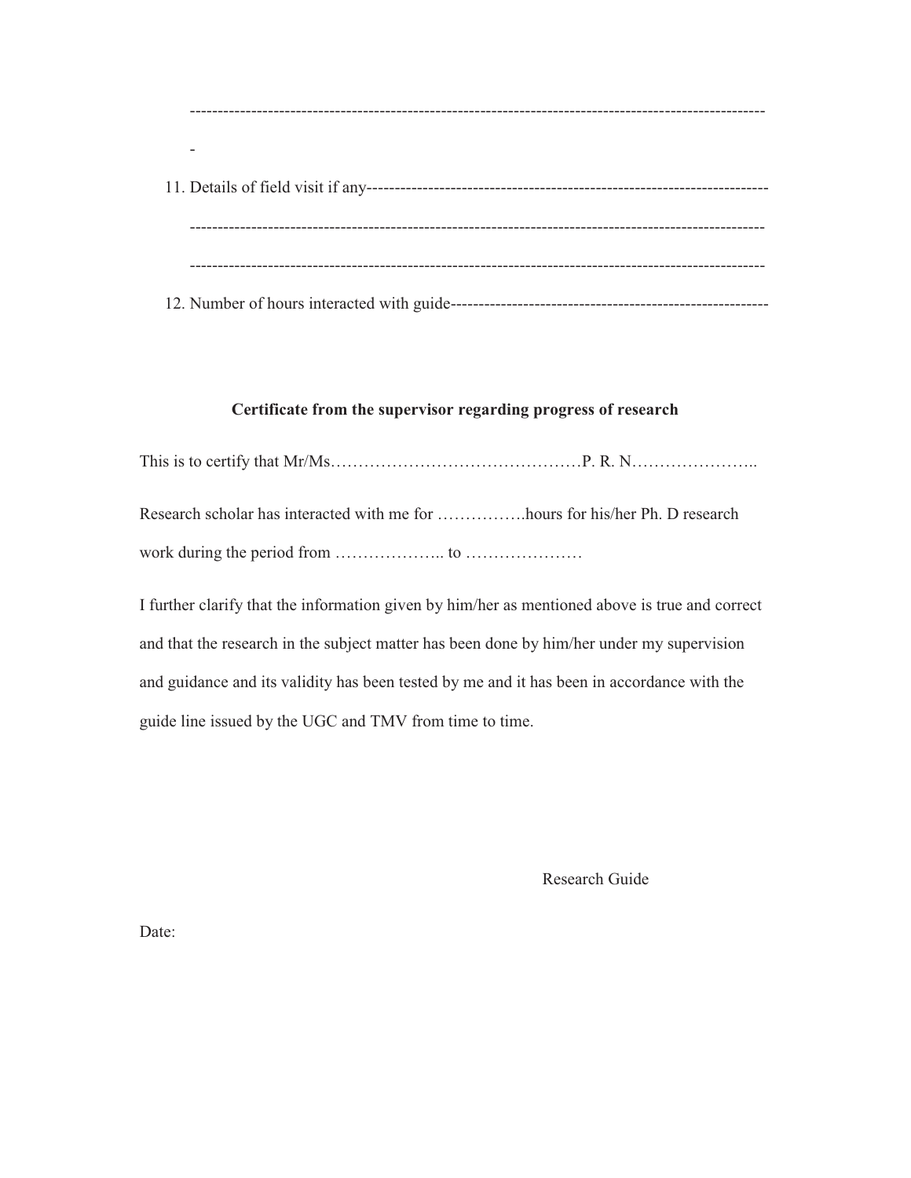-----------------------------------------------------------------------------------------------------

-

11. Details of field visit if any--------------------------------------------------------------------

    -----------------------------------------------------------------------------------------------------

    -----------------------------------------------------------------------------------------------------

12. Number of hours interacted with guide--------------------------------------------------------

**Certificate from the supervisor regarding progress of research**

This is to certify that Mr/Ms………………………………………P. R. N…………………..

Research scholar has interacted with me for …………….hours for his/her Ph. D research work during the period from ……………….. to …………………

I further clarify that the information given by him/her as mentioned above is true and correct and that the research in the subject matter has been done by him/her under my supervision and guidance and its validity has been tested by me and it has been in accordance with the guide line issued by the UGC and TMV from time to time.

Research Guide

Date: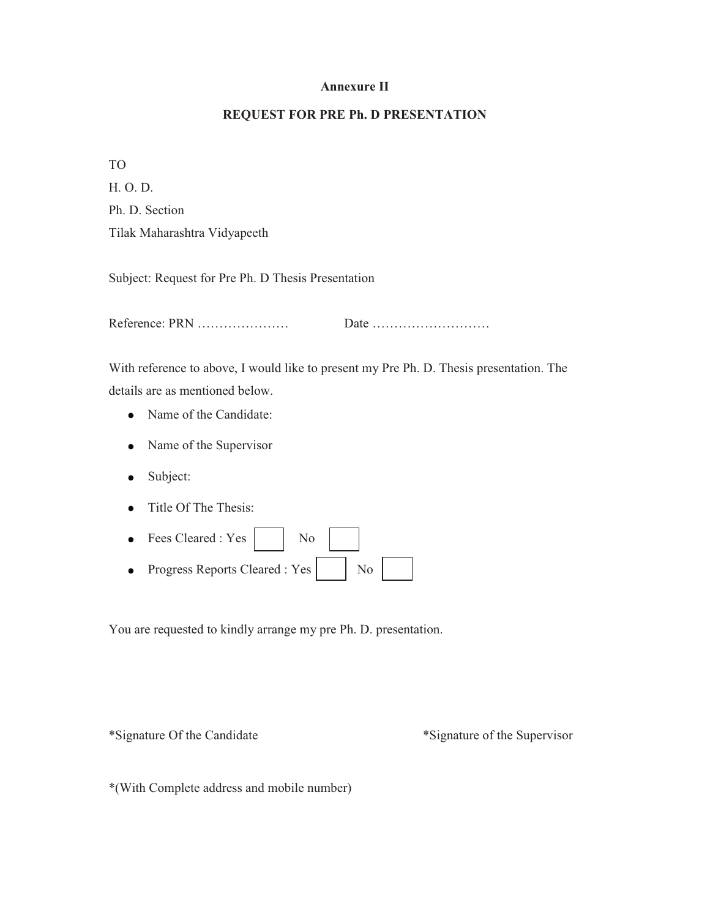**Annexure II**

**REQUEST FOR PRE Ph. D PRESENTATION**

TO

H. O. D.

Ph. D. Section

Tilak Maharashtra Vidyapeeth

Subject: Request for Pre Ph. D Thesis Presentation

Reference: PRN ………………… Date ………………………

With reference to above, I would like to present my Pre Ph. D. Thesis presentation. The details are as mentioned below.

- Name of the Candidate:
- Name of the Supervisor
- Subject:
- Title Of The Thesis:
- Fees Cleared : Yes ☐ No ☐
- Progress Reports Cleared : Yes ☐ No ☐

You are requested to kindly arrange my pre Ph. D. presentation.

*Signature Of the Candidate *Signature of the Supervisor

*(With Complete address and mobile number)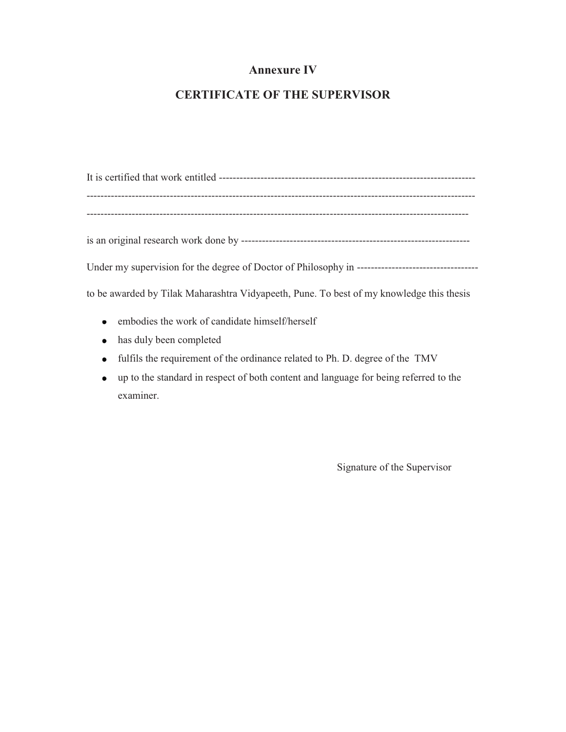# Annexure IV

## CERTIFICATE OF THE SUPERVISOR

It is certified that work entitled ---------------------------------------------------------------------------
-----------------------------------------------------------------------------------------------------------------
---------------------------------------------------------------------------------------------------------------

is an original research work done by -----------------------------------------------------------------

Under my supervision for the degree of Doctor of Philosophy in -----------------------------------

to be awarded by Tilak Maharashtra Vidyapeeth, Pune. To best of my knowledge this thesis

- embodies the work of candidate himself/herself
- has duly been completed
- fulfils the requirement of the ordinance related to Ph. D. degree of the TMV
- up to the standard in respect of both content and language for being referred to the examiner.

Signature of the Supervisor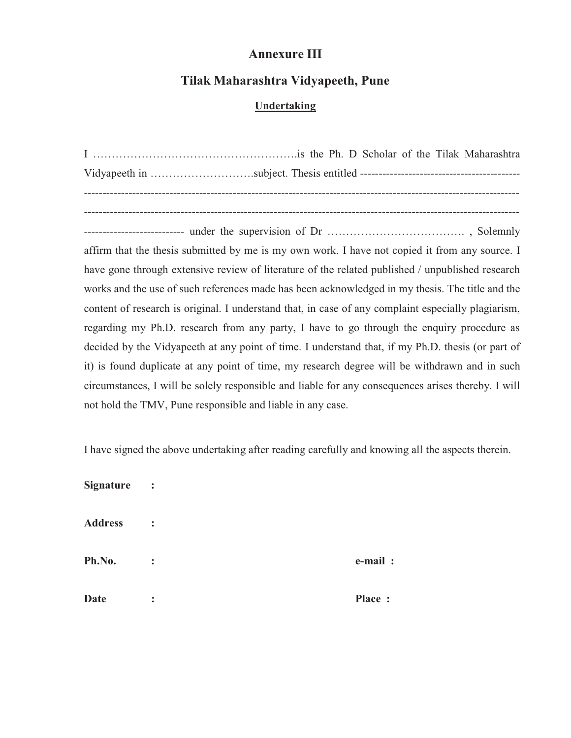# Annexure III

## Tilak Maharashtra Vidyapeeth, Pune

**Undertaking**

I ……………………………………………….is the Ph. D Scholar of the Tilak Maharashtra Vidyapeeth in ……………………….subject. Thesis entitled -------------------------------------------
------------------------------------------------------------------------------------------------------------------------
------------------------------------------------------------------------------------------------------------------------
-------------------------- under the supervision of Dr ………………………………. , Solemnly affirm that the thesis submitted by me is my own work. I have not copied it from any source. I have gone through extensive review of literature of the related published / unpublished research works and the use of such references made has been acknowledged in my thesis. The title and the content of research is original. I understand that, in case of any complaint especially plagiarism, regarding my Ph.D. research from any party, I have to go through the enquiry procedure as decided by the Vidyapeeth at any point of time. I understand that, if my Ph.D. thesis (or part of it) is found duplicate at any point of time, my research degree will be withdrawn and in such circumstances, I will be solely responsible and liable for any consequences arises thereby. I will not hold the TMV, Pune responsible and liable in any case.

I have signed the above undertaking after reading carefully and knowing all the aspects therein.

**Signature** :

**Address** :

**Ph.No.** : **e-mail** :

**Date** : **Place** :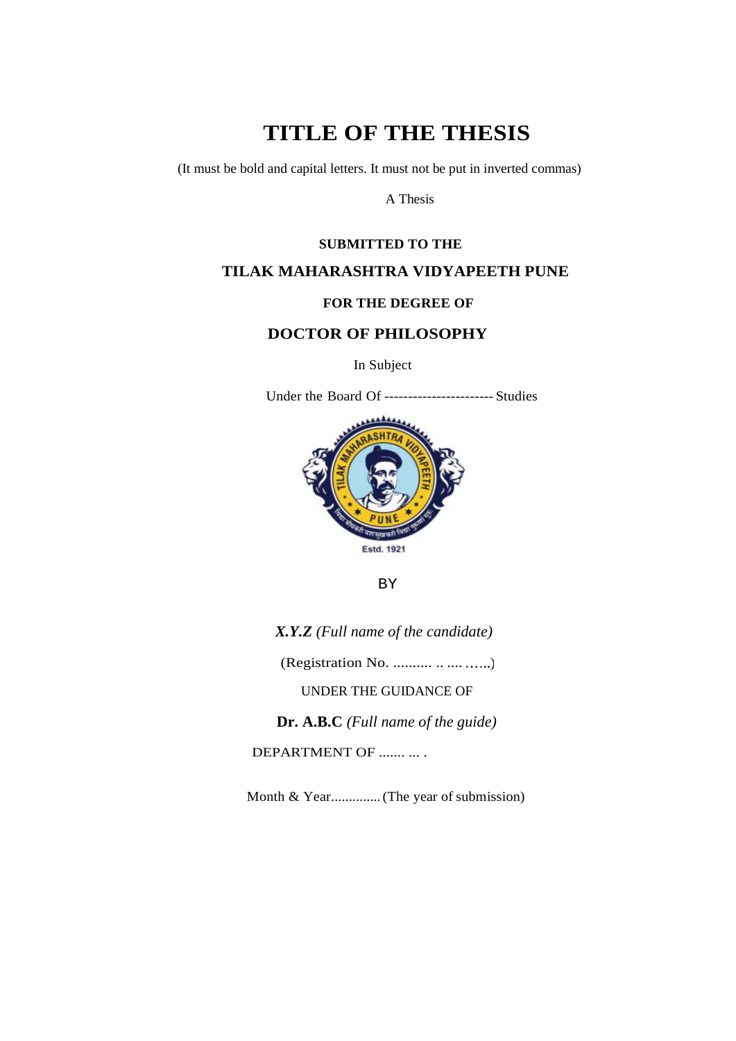# TITLE OF THE THESIS

(It must be bold and capital letters. It must not be put in inverted commas)

A Thesis

**SUBMITTED TO THE**

**TILAK MAHARASHTRA VIDYAPEETH PUNE**

**FOR THE DEGREE OF**

**DOCTOR OF PHILOSOPHY**

In Subject

Under the Board Of ----------------------- Studies

BY

***X.Y.Z*** *(Full name of the candidate)*

(Registration No. .......... .. .... …...)

UNDER THE GUIDANCE OF

**Dr. A.B.C** *(Full name of the guide)*

DEPARTMENT OF ....... ... .

Month & Year.............. (The year of submission)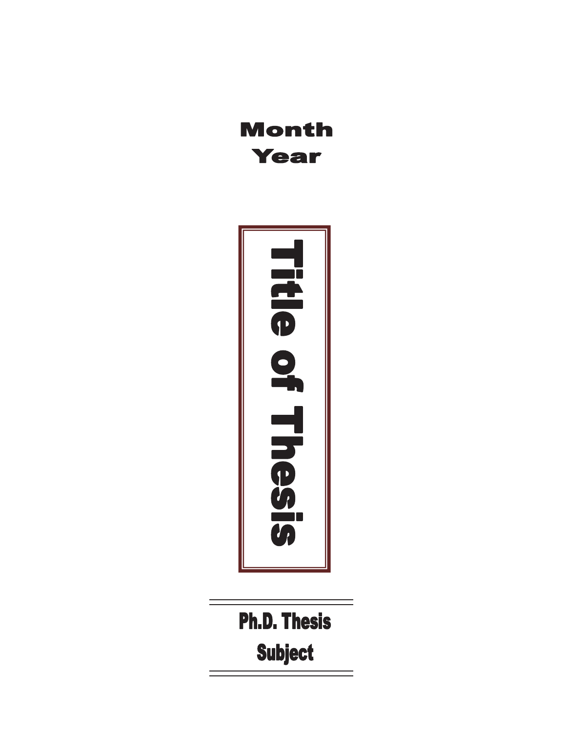Month

Year

Title of Thesis

---

**Ph.D. Thesis**

**Subject**

---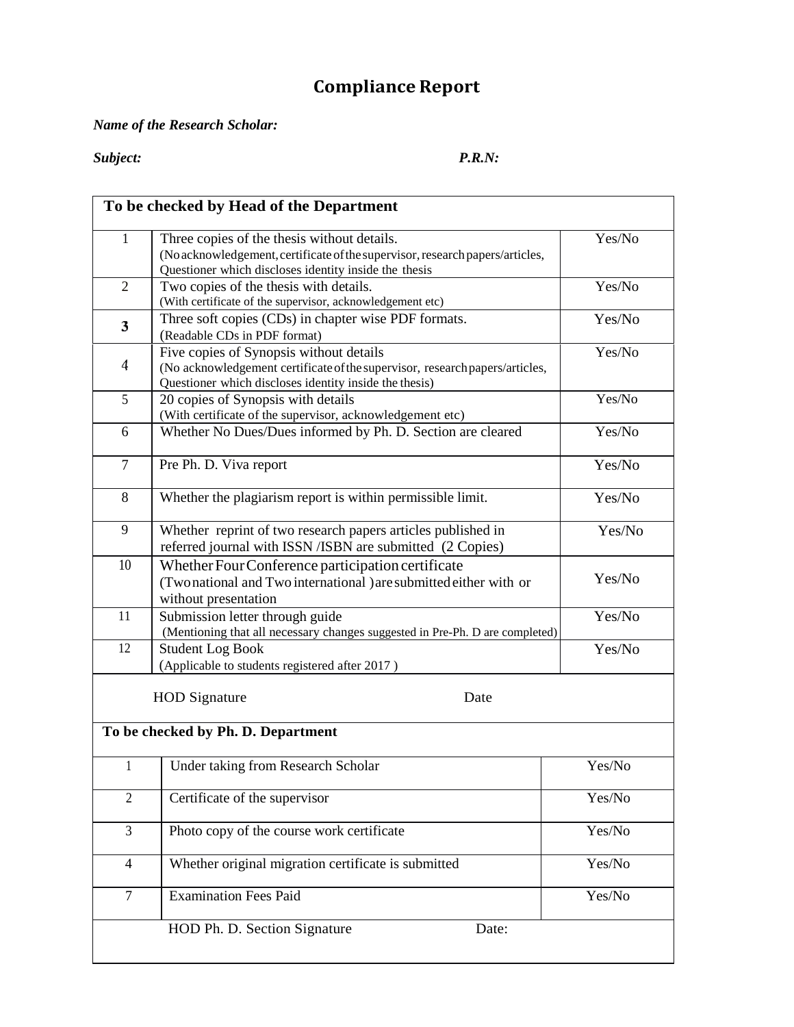# Compliance Report

***Name of the Research Scholar:***

***Subject:*** ***P.R.N:***

| To be checked by Head of the Department | | |
|---|---|---|
| 1 | Three copies of the thesis without details.<br>(No acknowledgement, certificate of the supervisor, research papers/articles, Questioner which discloses identity inside the thesis | Yes/No |
| 2 | Two copies of the thesis with details.<br>(With certificate of the supervisor, acknowledgement etc) | Yes/No |
| 3 | Three soft copies (CDs) in chapter wise PDF formats.<br>(Readable CDs in PDF format) | Yes/No |
| 4 | Five copies of Synopsis without details<br>(No acknowledgement certificate of the supervisor, research papers/articles, Questioner which discloses identity inside the thesis) | Yes/No |
| 5 | 20 copies of Synopsis with details<br>(With certificate of the supervisor, acknowledgement etc) | Yes/No |
| 6 | Whether No Dues/Dues informed by Ph. D. Section are cleared | Yes/No |
| 7 | Pre Ph. D. Viva report | Yes/No |
| 8 | Whether the plagiarism report is within permissible limit. | Yes/No |
| 9 | Whether reprint of two research papers articles published in referred journal with ISSN /ISBN are submitted (2 Copies) | Yes/No |
| 10 | Whether Four Conference participation certificate<br>(Two national and Two international ) are submitted either with or without presentation | Yes/No |
| 11 | Submission letter through guide<br>(Mentioning that all necessary changes suggested in Pre-Ph. D are completed) | Yes/No |
| 12 | Student Log Book<br>(Applicable to students registered after 2017 ) | Yes/No |
| HOD Signature | Date | |

| To be checked by Ph. D. Department | | |
|---|---|---|
| 1 | Under taking from Research Scholar | Yes/No |
| 2 | Certificate of the supervisor | Yes/No |
| 3 | Photo copy of the course work certificate | Yes/No |
| 4 | Whether original migration certificate is submitted | Yes/No |
| 7 | Examination Fees Paid | Yes/No |
| HOD Ph. D. Section Signature | Date: | |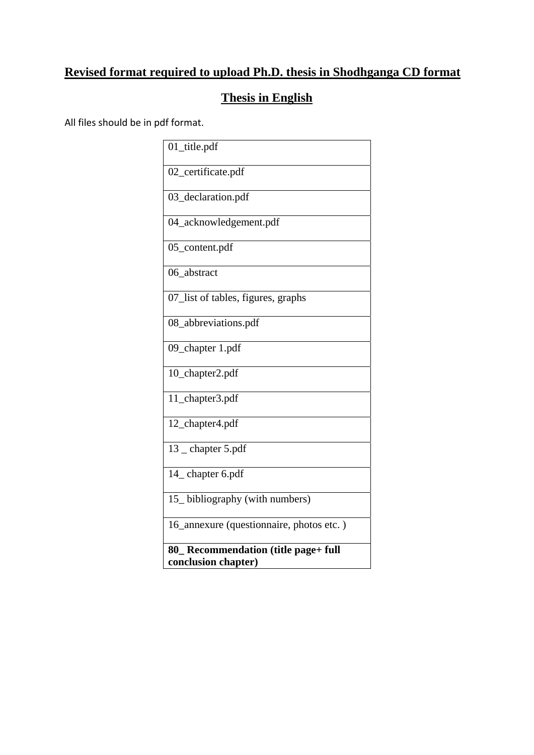## Revised format required to upload Ph.D. thesis in Shodhganga CD format

## Thesis in English

All files should be in pdf format.

| 01_title.pdf |
|---|
| 02_certificate.pdf |
| 03_declaration.pdf |
| 04_acknowledgement.pdf |
| 05_content.pdf |
| 06_abstract |
| 07_list of tables, figures, graphs |
| 08_abbreviations.pdf |
| 09_chapter 1.pdf |
| 10_chapter2.pdf |
| 11_chapter3.pdf |
| 12_chapter4.pdf |
| 13 _ chapter 5.pdf |
| 14_ chapter 6.pdf |
| 15_ bibliography (with numbers) |
| 16_annexure (questionnaire, photos etc. ) |
| **80_ Recommendation (title page+ full conclusion chapter)** |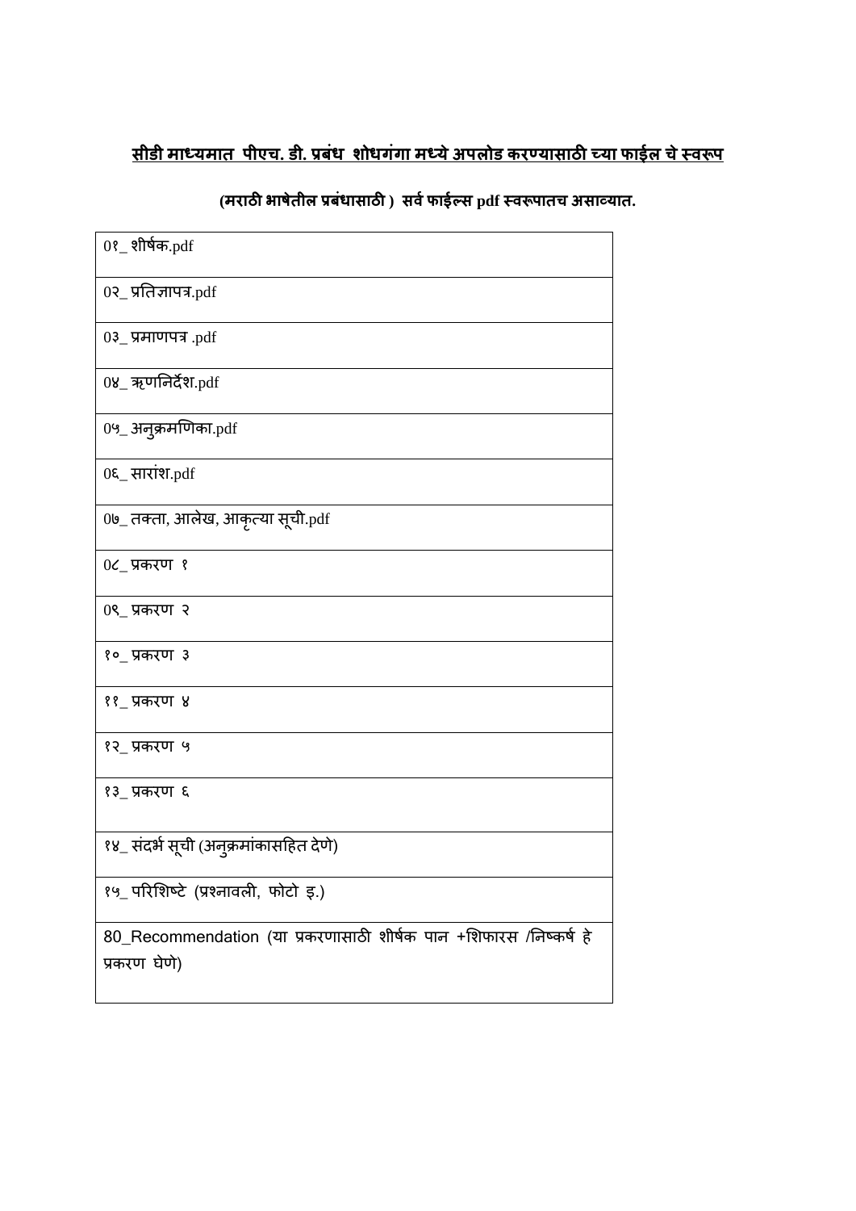**<u>सीडी माध्यमात पीएच. डी. प्रबंध शोधगंगा मध्ये अपलोड करण्यासाठी च्या फाईल चे स्वरूप</u>**

**(मराठी भाषेतील प्रबंधासाठी ) सर्व फाईल्स pdf स्वरूपातच असाव्यात.**

| |
|---|
| 0१_ शीर्षक.pdf |
| 0२_ प्रतिज्ञापत्र.pdf |
| 0३_ प्रमाणपत्र .pdf |
| 0४_ ऋणनिर्देश.pdf |
| 0५_ अनुक्रमणिका.pdf |
| 0६_ सारांश.pdf |
| 0७_ तक्ता, आलेख, आकृत्या सूची.pdf |
| 0८_ प्रकरण १ |
| 0९_ प्रकरण २ |
| १०_ प्रकरण ३ |
| ११_ प्रकरण ४ |
| १२_ प्रकरण ५ |
| १३_ प्रकरण ६ |
| १४_ संदर्भ सूची (अनुक्रमांकासहित देणे) |
| १५_ परिशिष्टे (प्रश्नावली, फोटो इ.) |
| 80_Recommendation (या प्रकरणासाठी शीर्षक पान +शिफारस /निष्कर्ष हे प्रकरण घेणे) |